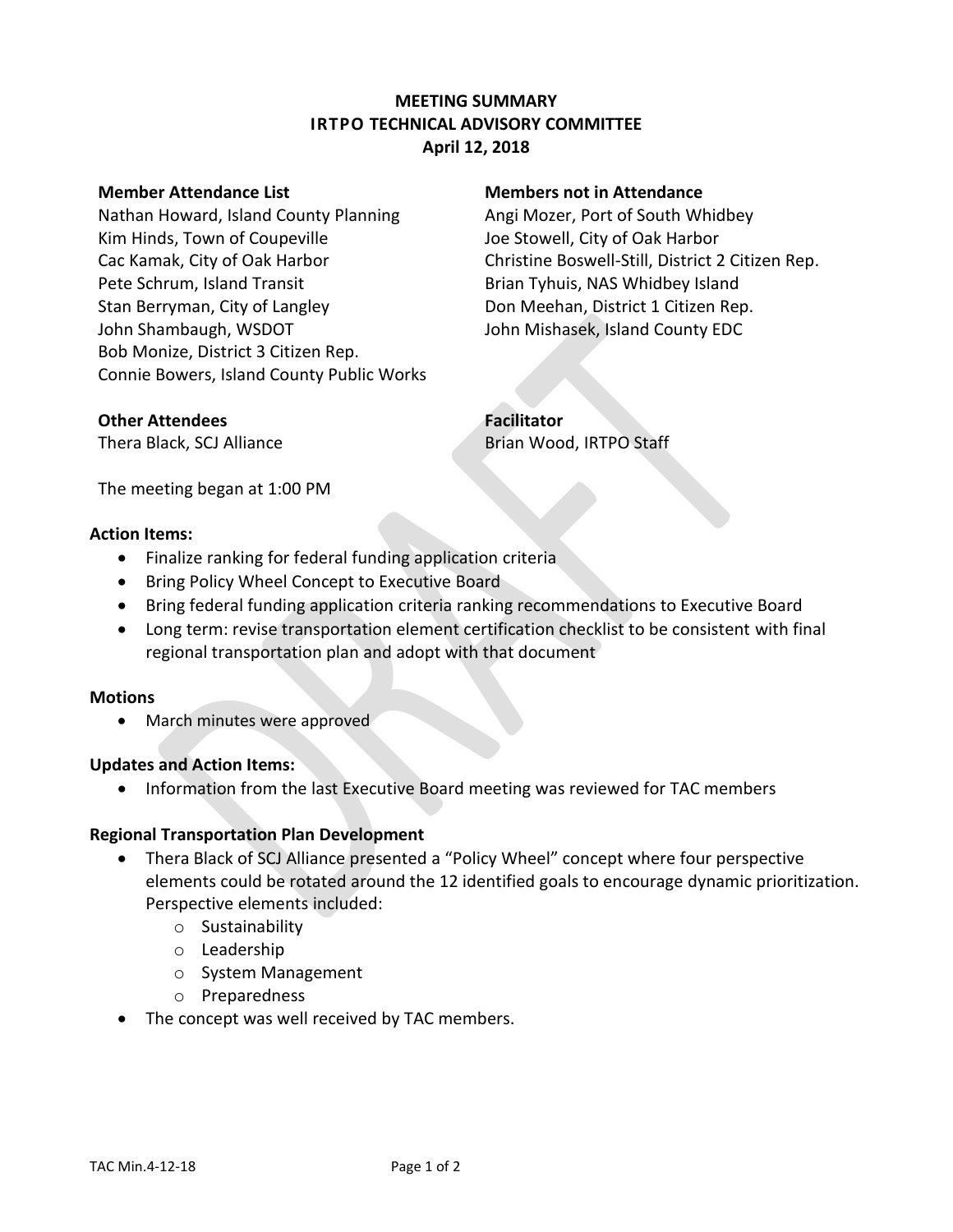# MEETING SUMMARY
## IRTPO TECHNICAL ADVISORY COMMITTEE
### April 12, 2018

**Member Attendance List**

Nathan Howard, Island County Planning
Kim Hinds, Town of Coupeville
Cac Kamak, City of Oak Harbor
Pete Schrum, Island Transit
Stan Berryman, City of Langley
John Shambaugh, WSDOT
Bob Monize, District 3 Citizen Rep.
Connie Bowers, Island County Public Works

**Members not in Attendance**

Angi Mozer, Port of South Whidbey
Joe Stowell, City of Oak Harbor
Christine Boswell-Still, District 2 Citizen Rep.
Brian Tyhuis, NAS Whidbey Island
Don Meehan, District 1 Citizen Rep.
John Mishasek, Island County EDC

**Other Attendees**

Thera Black, SCJ Alliance

**Facilitator**

Brian Wood, IRTPO Staff

The meeting began at 1:00 PM

**Action Items:**

- Finalize ranking for federal funding application criteria
- Bring Policy Wheel Concept to Executive Board
- Bring federal funding application criteria ranking recommendations to Executive Board
- Long term: revise transportation element certification checklist to be consistent with final regional transportation plan and adopt with that document

**Motions**

- March minutes were approved

**Updates and Action Items:**

- Information from the last Executive Board meeting was reviewed for TAC members

**Regional Transportation Plan Development**

- Thera Black of SCJ Alliance presented a "Policy Wheel" concept where four perspective elements could be rotated around the 12 identified goals to encourage dynamic prioritization. Perspective elements included:
  - Sustainability
  - Leadership
  - System Management
  - Preparedness
- The concept was well received by TAC members.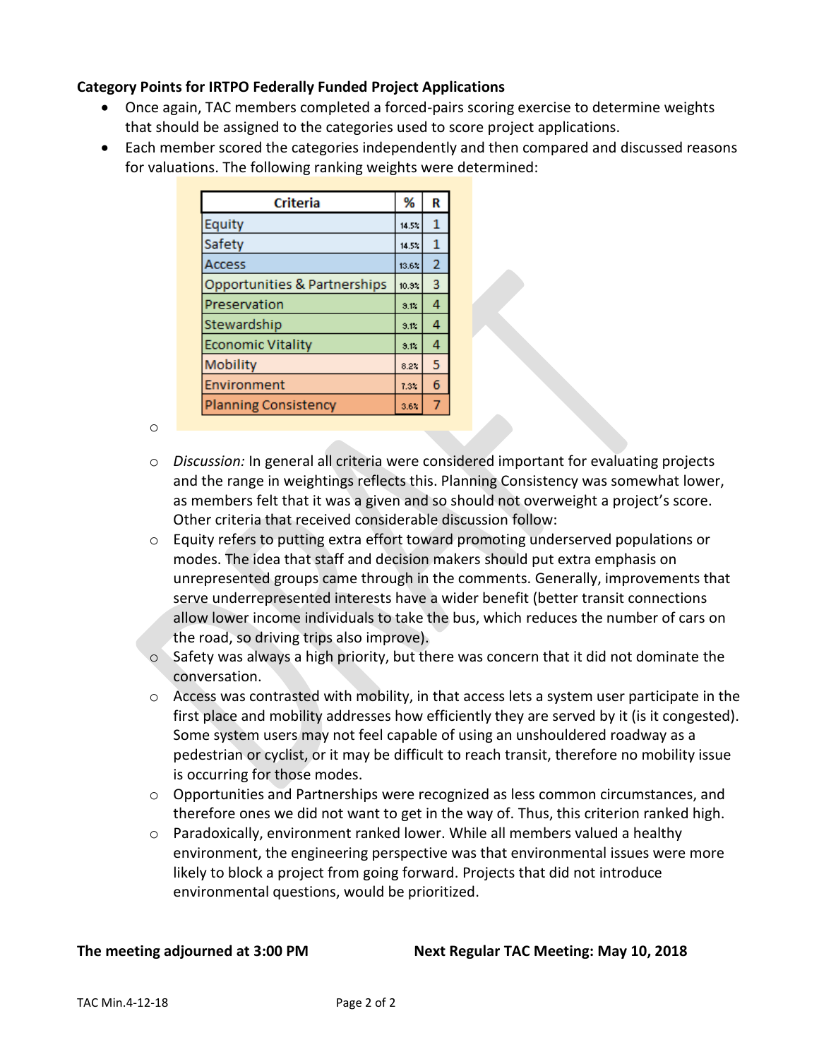**Category Points for IRTPO Federally Funded Project Applications**

- Once again, TAC members completed a forced-pairs scoring exercise to determine weights that should be assigned to the categories used to score project applications.
- Each member scored the categories independently and then compared and discussed reasons for valuations. The following ranking weights were determined:

| Criteria | % | R |
|---|---|---|
| Equity | 14.5% | 1 |
| Safety | 14.5% | 1 |
| Access | 13.6% | 2 |
| Opportunities & Partnerships | 10.9% | 3 |
| Preservation | 9.1% | 4 |
| Stewardship | 9.1% | 4 |
| Economic Vitality | 9.1% | 4 |
| Mobility | 8.2% | 5 |
| Environment | 7.3% | 6 |
| Planning Consistency | 3.6% | 7 |

  - *Discussion:* In general all criteria were considered important for evaluating projects and the range in weightings reflects this. Planning Consistency was somewhat lower, as members felt that it was a given and so should not overweight a project's score. Other criteria that received considerable discussion follow:
  - Equity refers to putting extra effort toward promoting underserved populations or modes. The idea that staff and decision makers should put extra emphasis on unrepresented groups came through in the comments. Generally, improvements that serve underrepresented interests have a wider benefit (better transit connections allow lower income individuals to take the bus, which reduces the number of cars on the road, so driving trips also improve).
  - Safety was always a high priority, but there was concern that it did not dominate the conversation.
  - Access was contrasted with mobility, in that access lets a system user participate in the first place and mobility addresses how efficiently they are served by it (is it congested). Some system users may not feel capable of using an unshouldered roadway as a pedestrian or cyclist, or it may be difficult to reach transit, therefore no mobility issue is occurring for those modes.
  - Opportunities and Partnerships were recognized as less common circumstances, and therefore ones we did not want to get in the way of. Thus, this criterion ranked high.
  - Paradoxically, environment ranked lower. While all members valued a healthy environment, the engineering perspective was that environmental issues were more likely to block a project from going forward. Projects that did not introduce environmental questions, would be prioritized.

**The meeting adjourned at 3:00 PM** **Next Regular TAC Meeting: May 10, 2018**